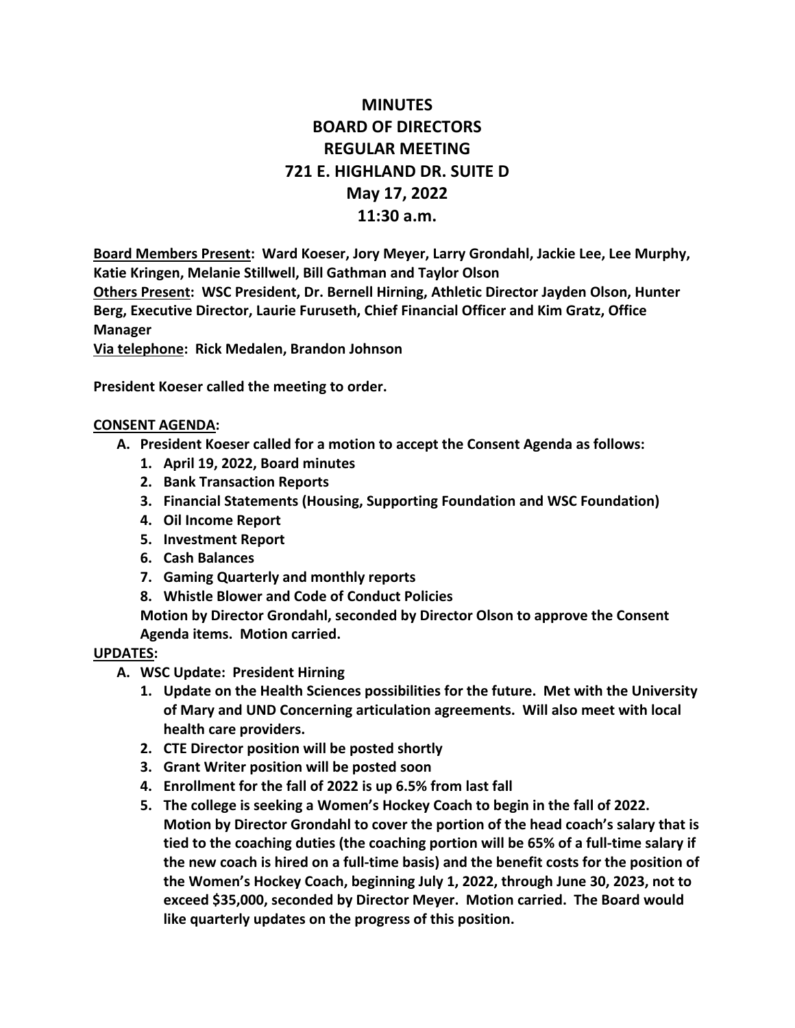# MINUTES
# BOARD OF DIRECTORS
# REGULAR MEETING
# 721 E. HIGHLAND DR. SUITE D
# May 17, 2022
# 11:30 a.m.

**Board Members Present: Ward Koeser, Jory Meyer, Larry Grondahl, Jackie Lee, Lee Murphy, Katie Kringen, Melanie Stillwell, Bill Gathman and Taylor Olson**
**Others Present: WSC President, Dr. Bernell Hirning, Athletic Director Jayden Olson, Hunter Berg, Executive Director, Laurie Furuseth, Chief Financial Officer and Kim Gratz, Office Manager**
**Via telephone: Rick Medalen, Brandon Johnson**

**President Koeser called the meeting to order.**

**CONSENT AGENDA:**

**A. President Koeser called for a motion to accept the Consent Agenda as follows:**
   1. **April 19, 2022, Board minutes**
   2. **Bank Transaction Reports**
   3. **Financial Statements (Housing, Supporting Foundation and WSC Foundation)**
   4. **Oil Income Report**
   5. **Investment Report**
   6. **Cash Balances**
   7. **Gaming Quarterly and monthly reports**
   8. **Whistle Blower and Code of Conduct Policies**

   **Motion by Director Grondahl, seconded by Director Olson to approve the Consent Agenda items. Motion carried.**

**UPDATES:**

**A. WSC Update: President Hirning**
   1. **Update on the Health Sciences possibilities for the future. Met with the University of Mary and UND Concerning articulation agreements. Will also meet with local health care providers.**
   2. **CTE Director position will be posted shortly**
   3. **Grant Writer position will be posted soon**
   4. **Enrollment for the fall of 2022 is up 6.5% from last fall**
   5. **The college is seeking a Women's Hockey Coach to begin in the fall of 2022. Motion by Director Grondahl to cover the portion of the head coach's salary that is tied to the coaching duties (the coaching portion will be 65% of a full-time salary if the new coach is hired on a full-time basis) and the benefit costs for the position of the Women's Hockey Coach, beginning July 1, 2022, through June 30, 2023, not to exceed $35,000, seconded by Director Meyer. Motion carried. The Board would like quarterly updates on the progress of this position.**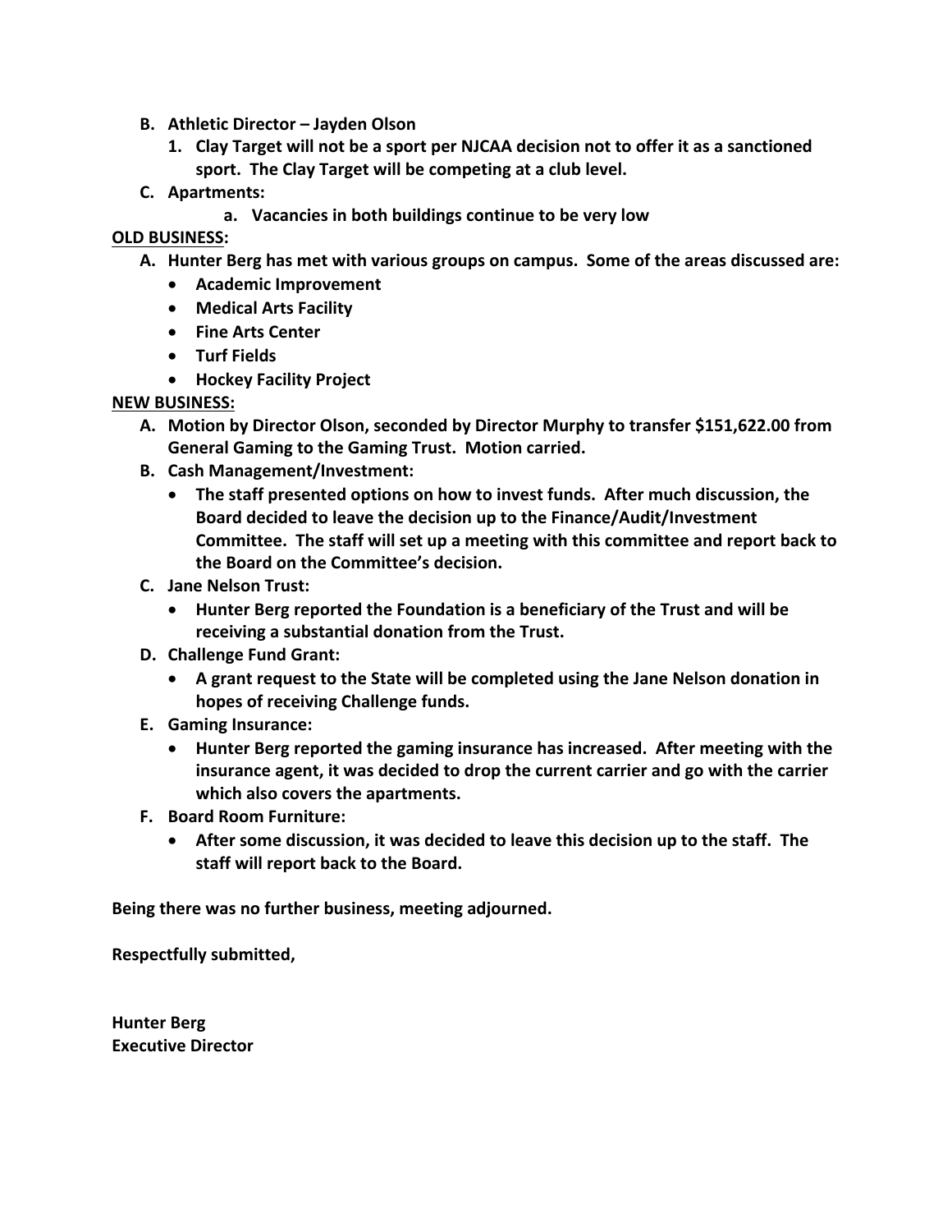**B. Athletic Director – Jayden Olson**

   **1. Clay Target will not be a sport per NJCAA decision not to offer it as a sanctioned sport. The Clay Target will be competing at a club level.**

**C. Apartments:**

   **a. Vacancies in both buildings continue to be very low**

**<u>OLD BUSINESS</u>:**

**A. Hunter Berg has met with various groups on campus. Some of the areas discussed are:**

- **Academic Improvement**
- **Medical Arts Facility**
- **Fine Arts Center**
- **Turf Fields**
- **Hockey Facility Project**

**<u>NEW BUSINESS:</u>**

**A. Motion by Director Olson, seconded by Director Murphy to transfer $151,622.00 from General Gaming to the Gaming Trust. Motion carried.**

**B. Cash Management/Investment:**

- **The staff presented options on how to invest funds. After much discussion, the Board decided to leave the decision up to the Finance/Audit/Investment Committee. The staff will set up a meeting with this committee and report back to the Board on the Committee's decision.**

**C. Jane Nelson Trust:**

- **Hunter Berg reported the Foundation is a beneficiary of the Trust and will be receiving a substantial donation from the Trust.**

**D. Challenge Fund Grant:**

- **A grant request to the State will be completed using the Jane Nelson donation in hopes of receiving Challenge funds.**

**E. Gaming Insurance:**

- **Hunter Berg reported the gaming insurance has increased. After meeting with the insurance agent, it was decided to drop the current carrier and go with the carrier which also covers the apartments.**

**F. Board Room Furniture:**

- **After some discussion, it was decided to leave this decision up to the staff. The staff will report back to the Board.**

**Being there was no further business, meeting adjourned.**

**Respectfully submitted,**

**Hunter Berg**
**Executive Director**